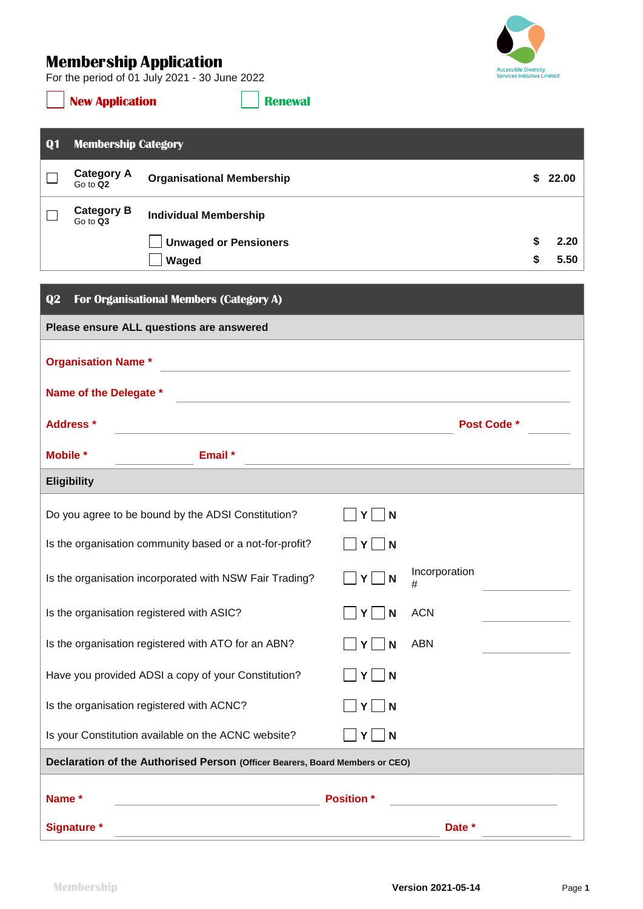Accessible Diversity Services Initiative Limited

# Membership Application

For the period of 01 July 2021 - 30 June 2022

☐ **New Application** ☐ **Renewal**

## Q1 Membership Category

| | | | |
|---|---|---|---|
| ☐ | **Category A** Go to **Q2** | **Organisational Membership** | **$ 22.00** |
| ☐ | **Category B** Go to **Q3** | **Individual Membership** | |
| | | ☐ **Unwaged or Pensioners** | **$ 2.20** |
| | | ☐ **Waged** | **$ 5.50** |

## Q2 For Organisational Members (Category A)

**Please ensure ALL questions are answered**

**Organisation Name *** ______________________

**Name of the Delegate *** ______________________

**Address *** ______________________ **Post Code *** __________

**Mobile *** __________ **Email *** ______________________

### Eligibility

| Question | | |
|---|---|---|
| Do you agree to be bound by the ADSI Constitution? | ☐ Y ☐ N | |
| Is the organisation community based or a not-for-profit? | ☐ Y ☐ N | |
| Is the organisation incorporated with NSW Fair Trading? | ☐ Y ☐ N | Incorporation # __________ |
| Is the organisation registered with ASIC? | ☐ Y ☐ N | ACN __________ |
| Is the organisation registered with ATO for an ABN? | ☐ Y ☐ N | ABN __________ |
| Have you provided ADSI a copy of your Constitution? | ☐ Y ☐ N | |
| Is the organisation registered with ACNC? | ☐ Y ☐ N | |
| Is your Constitution available on the ACNC website? | ☐ Y ☐ N | |

### Declaration of the Authorised Person (Officer Bearers, Board Members or CEO)

**Name *** ______________________ **Position *** ______________________

**Signature *** ______________________ **Date *** __________

Membership Version 2021-05-14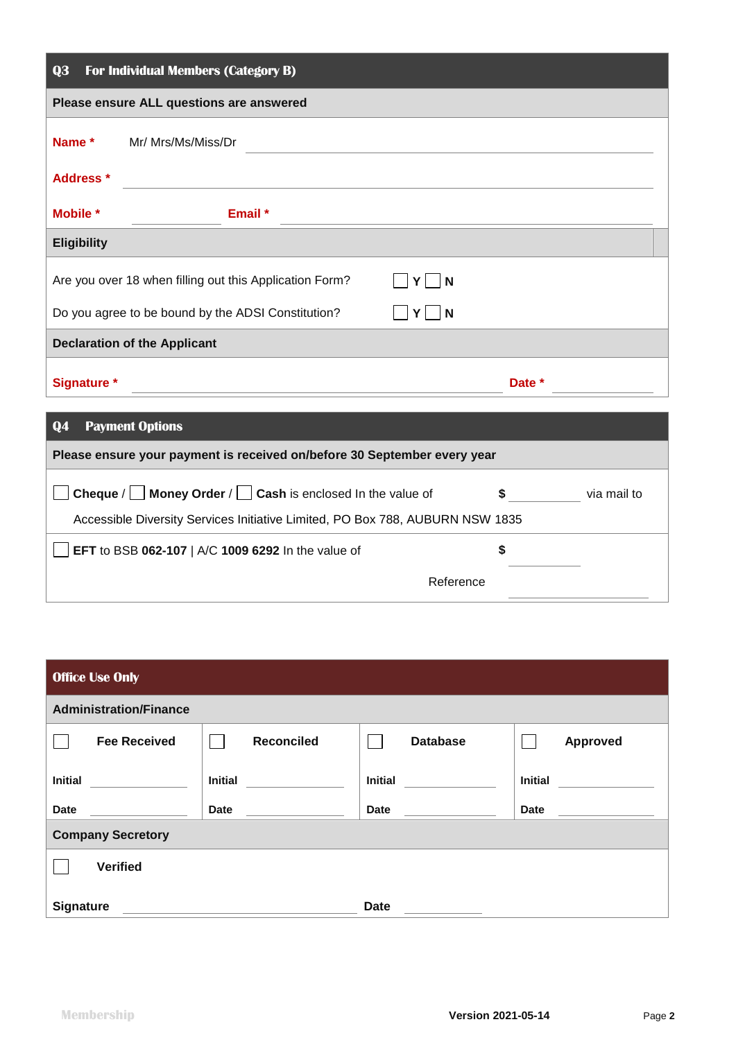## Q3 For Individual Members (Category B)

**Please ensure ALL questions are answered**

**Name *** Mr/ Mrs/Ms/Miss/Dr ______________________________

**Address *** ______________________________

**Mobile *** ______________ **Email *** ______________________________

**Eligibility**

Are you over 18 when filling out this Application Form? ☐ **Y** ☐ **N**

Do you agree to be bound by the ADSI Constitution? ☐ **Y** ☐ **N**

**Declaration of the Applicant**

**Signature *** ______________________________ **Date *** ______________

## Q4 Payment Options

**Please ensure your payment is received on/before 30 September every year**

☐ **Cheque** / ☐ **Money Order** / ☐ **Cash** is enclosed In the value of **$** __________ via mail to

Accessible Diversity Services Initiative Limited, PO Box 788, AUBURN NSW 1835

☐ **EFT** to BSB **062-107** | A/C **1009 6292** In the value of **$** __________

Reference __________

## Office Use Only

**Administration/Finance**

| | | | |
|---|---|---|---|
| ☐ **Fee Received** | ☐ **Reconciled** | ☐ **Database** | ☐ **Approved** |
| **Initial** __________ | **Initial** __________ | **Initial** __________ | **Initial** __________ |
| **Date** __________ | **Date** __________ | **Date** __________ | **Date** __________ |

**Company Secrotory**

☐ **Verified**

**Signature** ______________________________ **Date** __________

Membership

**Version 2021-05-14**